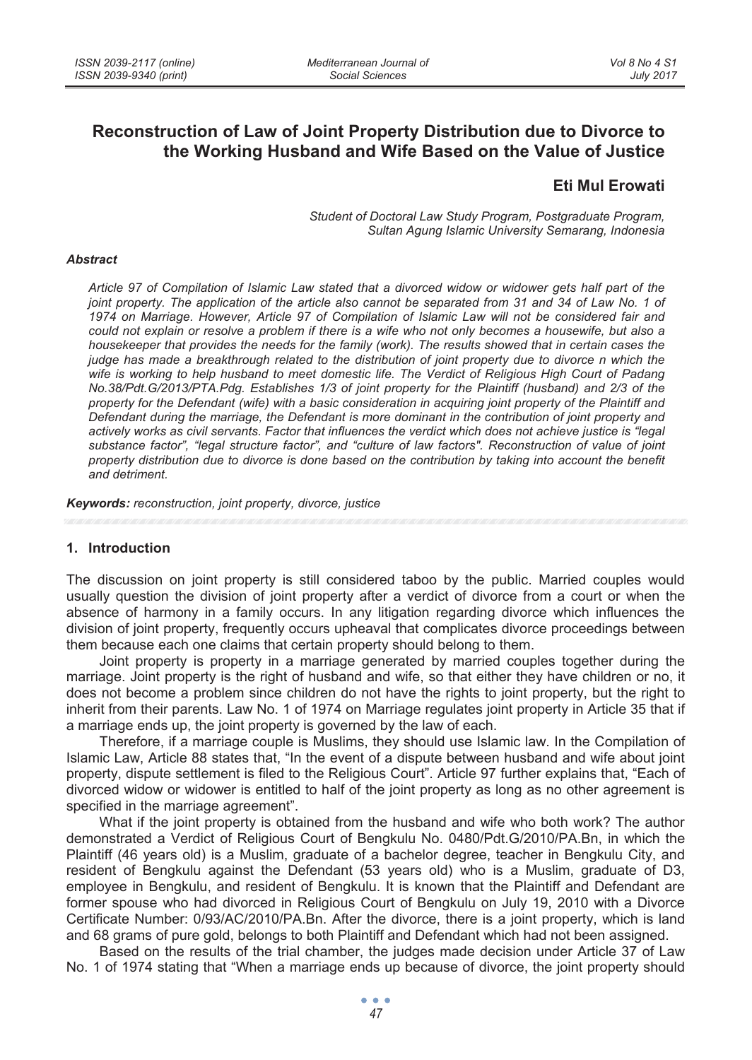# Reconstruction of Law of Joint Property Distribution due to Divorce to the Working Husband and Wife Based on the Value of Justice

**Eti Mul Erowati**

*Student of Doctoral Law Study Program, Postgraduate Program, Sultan Agung Islamic University Semarang, Indonesia*

### *Abstract*

*Article 97 of Compilation of Islamic Law stated that a divorced widow or widower gets half part of the joint property. The application of the article also cannot be separated from 31 and 34 of Law No. 1 of 1974 on Marriage. However, Article 97 of Compilation of Islamic Law will not be considered fair and could not explain or resolve a problem if there is a wife who not only becomes a housewife, but also a housekeeper that provides the needs for the family (work). The results showed that in certain cases the judge has made a breakthrough related to the distribution of joint property due to divorce n which the wife is working to help husband to meet domestic life. The Verdict of Religious High Court of Padang No.38/Pdt.G/2013/PTA.Pdg. Establishes 1/3 of joint property for the Plaintiff (husband) and 2/3 of the property for the Defendant (wife) with a basic consideration in acquiring joint property of the Plaintiff and Defendant during the marriage, the Defendant is more dominant in the contribution of joint property and actively works as civil servants. Factor that influences the verdict which does not achieve justice is "legal substance factor", "legal structure factor", and "culture of law factors". Reconstruction of value of joint property distribution due to divorce is done based on the contribution by taking into account the benefit and detriment.*

***Keywords:*** *reconstruction, joint property, divorce, justice*

## 1. Introduction

The discussion on joint property is still considered taboo by the public. Married couples would usually question the division of joint property after a verdict of divorce from a court or when the absence of harmony in a family occurs. In any litigation regarding divorce which influences the division of joint property, frequently occurs upheaval that complicates divorce proceedings between them because each one claims that certain property should belong to them.

Joint property is property in a marriage generated by married couples together during the marriage. Joint property is the right of husband and wife, so that either they have children or no, it does not become a problem since children do not have the rights to joint property, but the right to inherit from their parents. Law No. 1 of 1974 on Marriage regulates joint property in Article 35 that if a marriage ends up, the joint property is governed by the law of each.

Therefore, if a marriage couple is Muslims, they should use Islamic law. In the Compilation of Islamic Law, Article 88 states that, "In the event of a dispute between husband and wife about joint property, dispute settlement is filed to the Religious Court". Article 97 further explains that, "Each of divorced widow or widower is entitled to half of the joint property as long as no other agreement is specified in the marriage agreement".

What if the joint property is obtained from the husband and wife who both work? The author demonstrated a Verdict of Religious Court of Bengkulu No. 0480/Pdt.G/2010/PA.Bn, in which the Plaintiff (46 years old) is a Muslim, graduate of a bachelor degree, teacher in Bengkulu City, and resident of Bengkulu against the Defendant (53 years old) who is a Muslim, graduate of D3, employee in Bengkulu, and resident of Bengkulu. It is known that the Plaintiff and Defendant are former spouse who had divorced in Religious Court of Bengkulu on July 19, 2010 with a Divorce Certificate Number: 0/93/AC/2010/PA.Bn. After the divorce, there is a joint property, which is land and 68 grams of pure gold, belongs to both Plaintiff and Defendant which had not been assigned.

Based on the results of the trial chamber, the judges made decision under Article 37 of Law No. 1 of 1974 stating that "When a marriage ends up because of divorce, the joint property should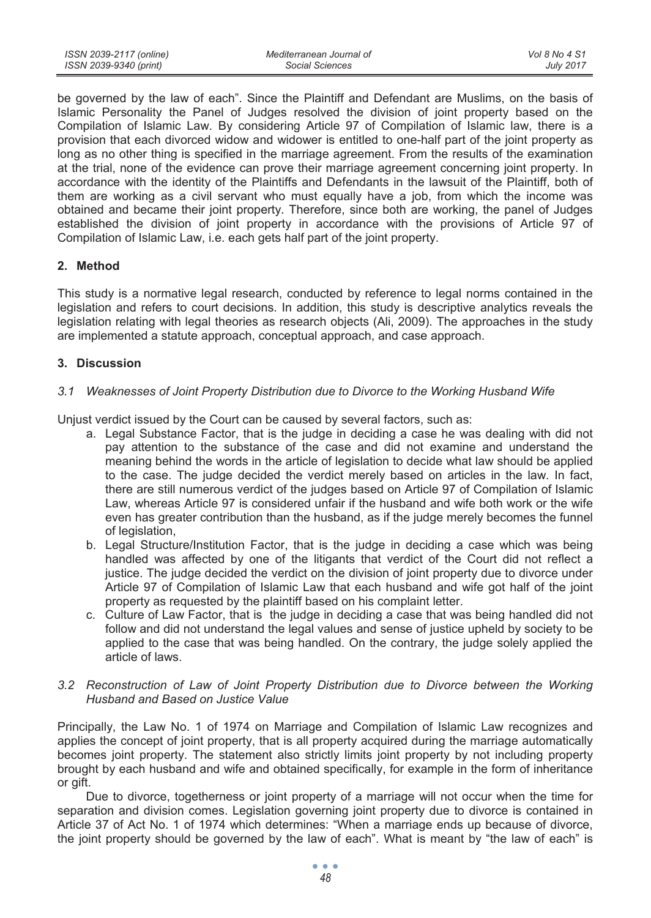be governed by the law of each". Since the Plaintiff and Defendant are Muslims, on the basis of Islamic Personality the Panel of Judges resolved the division of joint property based on the Compilation of Islamic Law. By considering Article 97 of Compilation of Islamic law, there is a provision that each divorced widow and widower is entitled to one-half part of the joint property as long as no other thing is specified in the marriage agreement. From the results of the examination at the trial, none of the evidence can prove their marriage agreement concerning joint property. In accordance with the identity of the Plaintiffs and Defendants in the lawsuit of the Plaintiff, both of them are working as a civil servant who must equally have a job, from which the income was obtained and became their joint property. Therefore, since both are working, the panel of Judges established the division of joint property in accordance with the provisions of Article 97 of Compilation of Islamic Law, i.e. each gets half part of the joint property.

## 2. Method

This study is a normative legal research, conducted by reference to legal norms contained in the legislation and refers to court decisions. In addition, this study is descriptive analytics reveals the legislation relating with legal theories as research objects (Ali, 2009). The approaches in the study are implemented a statute approach, conceptual approach, and case approach.

## 3. Discussion

### *3.1 Weaknesses of Joint Property Distribution due to Divorce to the Working Husband Wife*

Unjust verdict issued by the Court can be caused by several factors, such as:

a. Legal Substance Factor, that is the judge in deciding a case he was dealing with did not pay attention to the substance of the case and did not examine and understand the meaning behind the words in the article of legislation to decide what law should be applied to the case. The judge decided the verdict merely based on articles in the law. In fact, there are still numerous verdict of the judges based on Article 97 of Compilation of Islamic Law, whereas Article 97 is considered unfair if the husband and wife both work or the wife even has greater contribution than the husband, as if the judge merely becomes the funnel of legislation,

b. Legal Structure/Institution Factor, that is the judge in deciding a case which was being handled was affected by one of the litigants that verdict of the Court did not reflect a justice. The judge decided the verdict on the division of joint property due to divorce under Article 97 of Compilation of Islamic Law that each husband and wife got half of the joint property as requested by the plaintiff based on his complaint letter.

c. Culture of Law Factor, that is the judge in deciding a case that was being handled did not follow and did not understand the legal values and sense of justice upheld by society to be applied to the case that was being handled. On the contrary, the judge solely applied the article of laws.

### *3.2 Reconstruction of Law of Joint Property Distribution due to Divorce between the Working Husband and Based on Justice Value*

Principally, the Law No. 1 of 1974 on Marriage and Compilation of Islamic Law recognizes and applies the concept of joint property, that is all property acquired during the marriage automatically becomes joint property. The statement also strictly limits joint property by not including property brought by each husband and wife and obtained specifically, for example in the form of inheritance or gift.

Due to divorce, togetherness or joint property of a marriage will not occur when the time for separation and division comes. Legislation governing joint property due to divorce is contained in Article 37 of Act No. 1 of 1974 which determines: "When a marriage ends up because of divorce, the joint property should be governed by the law of each". What is meant by "the law of each" is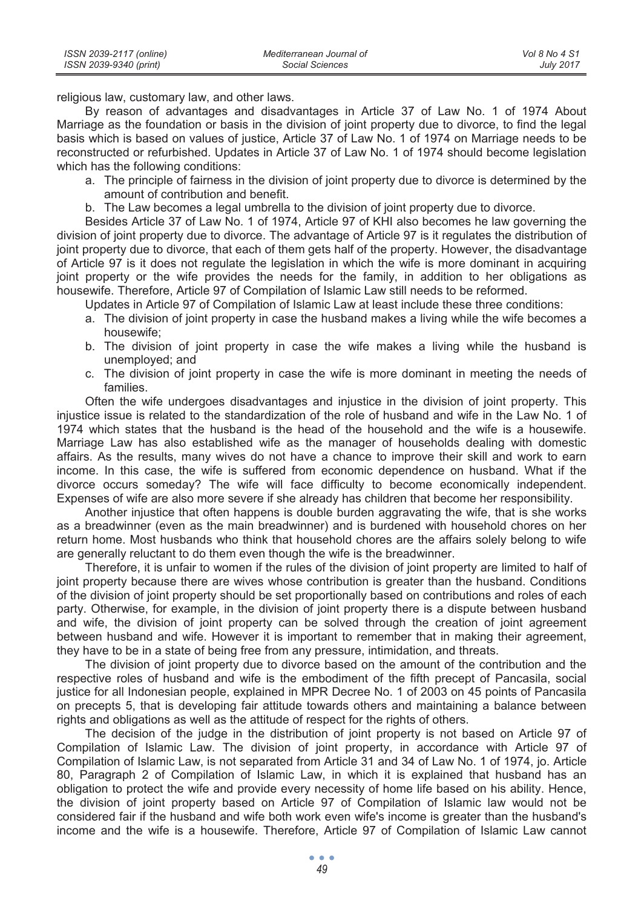religious law, customary law, and other laws.

By reason of advantages and disadvantages in Article 37 of Law No. 1 of 1974 About Marriage as the foundation or basis in the division of joint property due to divorce, to find the legal basis which is based on values of justice, Article 37 of Law No. 1 of 1974 on Marriage needs to be reconstructed or refurbished. Updates in Article 37 of Law No. 1 of 1974 should become legislation which has the following conditions:

a. The principle of fairness in the division of joint property due to divorce is determined by the amount of contribution and benefit.
b. The Law becomes a legal umbrella to the division of joint property due to divorce.

Besides Article 37 of Law No. 1 of 1974, Article 97 of KHI also becomes he law governing the division of joint property due to divorce. The advantage of Article 97 is it regulates the distribution of joint property due to divorce, that each of them gets half of the property. However, the disadvantage of Article 97 is it does not regulate the legislation in which the wife is more dominant in acquiring joint property or the wife provides the needs for the family, in addition to her obligations as housewife. Therefore, Article 97 of Compilation of Islamic Law still needs to be reformed.

Updates in Article 97 of Compilation of Islamic Law at least include these three conditions:

a. The division of joint property in case the husband makes a living while the wife becomes a housewife;
b. The division of joint property in case the wife makes a living while the husband is unemployed; and
c. The division of joint property in case the wife is more dominant in meeting the needs of families.

Often the wife undergoes disadvantages and injustice in the division of joint property. This injustice issue is related to the standardization of the role of husband and wife in the Law No. 1 of 1974 which states that the husband is the head of the household and the wife is a housewife. Marriage Law has also established wife as the manager of households dealing with domestic affairs. As the results, many wives do not have a chance to improve their skill and work to earn income. In this case, the wife is suffered from economic dependence on husband. What if the divorce occurs someday? The wife will face difficulty to become economically independent. Expenses of wife are also more severe if she already has children that become her responsibility.

Another injustice that often happens is double burden aggravating the wife, that is she works as a breadwinner (even as the main breadwinner) and is burdened with household chores on her return home. Most husbands who think that household chores are the affairs solely belong to wife are generally reluctant to do them even though the wife is the breadwinner.

Therefore, it is unfair to women if the rules of the division of joint property are limited to half of joint property because there are wives whose contribution is greater than the husband. Conditions of the division of joint property should be set proportionally based on contributions and roles of each party. Otherwise, for example, in the division of joint property there is a dispute between husband and wife, the division of joint property can be solved through the creation of joint agreement between husband and wife. However it is important to remember that in making their agreement, they have to be in a state of being free from any pressure, intimidation, and threats.

The division of joint property due to divorce based on the amount of the contribution and the respective roles of husband and wife is the embodiment of the fifth precept of Pancasila, social justice for all Indonesian people, explained in MPR Decree No. 1 of 2003 on 45 points of Pancasila on precepts 5, that is developing fair attitude towards others and maintaining a balance between rights and obligations as well as the attitude of respect for the rights of others.

The decision of the judge in the distribution of joint property is not based on Article 97 of Compilation of Islamic Law. The division of joint property, in accordance with Article 97 of Compilation of Islamic Law, is not separated from Article 31 and 34 of Law No. 1 of 1974, jo. Article 80, Paragraph 2 of Compilation of Islamic Law, in which it is explained that husband has an obligation to protect the wife and provide every necessity of home life based on his ability. Hence, the division of joint property based on Article 97 of Compilation of Islamic law would not be considered fair if the husband and wife both work even wife's income is greater than the husband's income and the wife is a housewife. Therefore, Article 97 of Compilation of Islamic Law cannot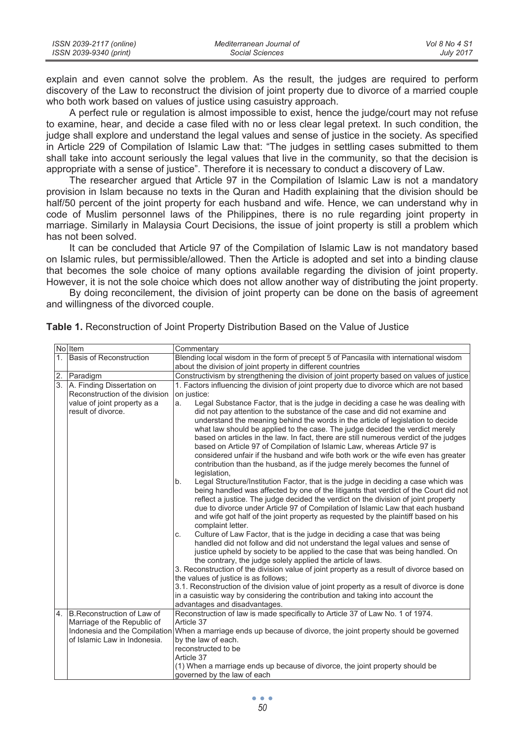explain and even cannot solve the problem. As the result, the judges are required to perform discovery of the Law to reconstruct the division of joint property due to divorce of a married couple who both work based on values of justice using casuistry approach.

A perfect rule or regulation is almost impossible to exist, hence the judge/court may not refuse to examine, hear, and decide a case filed with no or less clear legal pretext. In such condition, the judge shall explore and understand the legal values and sense of justice in the society. As specified in Article 229 of Compilation of Islamic Law that: "The judges in settling cases submitted to them shall take into account seriously the legal values that live in the community, so that the decision is appropriate with a sense of justice". Therefore it is necessary to conduct a discovery of Law.

The researcher argued that Article 97 in the Compilation of Islamic Law is not a mandatory provision in Islam because no texts in the Quran and Hadith explaining that the division should be half/50 percent of the joint property for each husband and wife. Hence, we can understand why in code of Muslim personnel laws of the Philippines, there is no rule regarding joint property in marriage. Similarly in Malaysia Court Decisions, the issue of joint property is still a problem which has not been solved.

It can be concluded that Article 97 of the Compilation of Islamic Law is not mandatory based on Islamic rules, but permissible/allowed. Then the Article is adopted and set into a binding clause that becomes the sole choice of many options available regarding the division of joint property. However, it is not the sole choice which does not allow another way of distributing the joint property.

By doing reconcilement, the division of joint property can be done on the basis of agreement and willingness of the divorced couple.

**Table 1.** Reconstruction of Joint Property Distribution Based on the Value of Justice

| No | Item | Commentary |
|---|---|---|
| 1. | Basis of Reconstruction | Blending local wisdom in the form of precept 5 of Pancasila with international wisdom about the division of joint property in different countries |
| 2. | Paradigm | Constructivism by strengthening the division of joint property based on values of justice |
| 3. | A. Finding Dissertation on Reconstruction of the division value of joint property as a result of divorce. | 1. Factors influencing the division of joint property due to divorce which are not based on justice:<br>a. Legal Substance Factor, that is the judge in deciding a case he was dealing with did not pay attention to the substance of the case and did not examine and understand the meaning behind the words in the article of legislation to decide what law should be applied to the case. The judge decided the verdict merely based on articles in the law. In fact, there are still numerous verdict of the judges based on Article 97 of Compilation of Islamic Law, whereas Article 97 is considered unfair if the husband and wife both work or the wife even has greater contribution than the husband, as if the judge merely becomes the funnel of legislation,<br>b. Legal Structure/Institution Factor, that is the judge in deciding a case which was being handled was affected by one of the litigants that verdict of the Court did not reflect a justice. The judge decided the verdict on the division of joint property due to divorce under Article 97 of Compilation of Islamic Law that each husband and wife got half of the joint property as requested by the plaintiff based on his complaint letter.<br>c. Culture of Law Factor, that is the judge in deciding a case that was being handled did not follow and did not understand the legal values and sense of justice upheld by society to be applied to the case that was being handled. On the contrary, the judge solely applied the article of laws.<br>3. Reconstruction of the division value of joint property as a result of divorce based on the values of justice is as follows;<br>3.1. Reconstruction of the division value of joint property as a result of divorce is done in a casuistic way by considering the contribution and taking into account the advantages and disadvantages. |
| 4. | B.Reconstruction of Law of Marriage of the Republic of Indonesia and the Compilation of Islamic Law in Indonesia. | Reconstruction of law is made specifically to Article 37 of Law No. 1 of 1974.<br>Article 37<br>When a marriage ends up because of divorce, the joint property should be governed by the law of each.<br>reconstructed to be<br>Article 37<br>(1) When a marriage ends up because of divorce, the joint property should be governed by the law of each |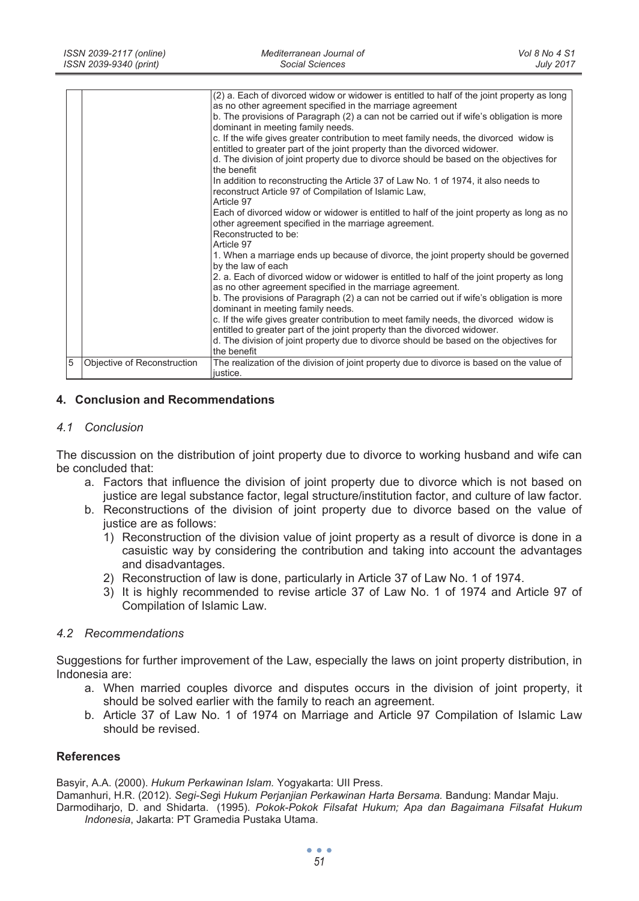| | | |
|---|---|---|
| | | (2) a. Each of divorced widow or widower is entitled to half of the joint property as long as no other agreement specified in the marriage agreement<br>b. The provisions of Paragraph (2) a can not be carried out if wife's obligation is more dominant in meeting family needs.<br>c. If the wife gives greater contribution to meet family needs, the divorced widow is entitled to greater part of the joint property than the divorced widower.<br>d. The division of joint property due to divorce should be based on the objectives for the benefit<br>In addition to reconstructing the Article 37 of Law No. 1 of 1974, it also needs to reconstruct Article 97 of Compilation of Islamic Law,<br>Article 97<br>Each of divorced widow or widower is entitled to half of the joint property as long as no other agreement specified in the marriage agreement.<br>Reconstructed to be:<br>Article 97<br>1. When a marriage ends up because of divorce, the joint property should be governed by the law of each<br>2. a. Each of divorced widow or widower is entitled to half of the joint property as long as no other agreement specified in the marriage agreement.<br>b. The provisions of Paragraph (2) a can not be carried out if wife's obligation is more dominant in meeting family needs.<br>c. If the wife gives greater contribution to meet family needs, the divorced widow is entitled to greater part of the joint property than the divorced widower.<br>d. The division of joint property due to divorce should be based on the objectives for the benefit |
| 5 | Objective of Reconstruction | The realization of the division of joint property due to divorce is based on the value of justice. |

## 4. Conclusion and Recommendations

### *4.1 Conclusion*

The discussion on the distribution of joint property due to divorce to working husband and wife can be concluded that:

a. Factors that influence the division of joint property due to divorce which is not based on justice are legal substance factor, legal structure/institution factor, and culture of law factor.
b. Reconstructions of the division of joint property due to divorce based on the value of justice are as follows:
   1) Reconstruction of the division value of joint property as a result of divorce is done in a casuistic way by considering the contribution and taking into account the advantages and disadvantages.
   2) Reconstruction of law is done, particularly in Article 37 of Law No. 1 of 1974.
   3) It is highly recommended to revise article 37 of Law No. 1 of 1974 and Article 97 of Compilation of Islamic Law.

### *4.2 Recommendations*

Suggestions for further improvement of the Law, especially the laws on joint property distribution, in Indonesia are:

a. When married couples divorce and disputes occurs in the division of joint property, it should be solved earlier with the family to reach an agreement.
b. Article 37 of Law No. 1 of 1974 on Marriage and Article 97 Compilation of Islamic Law should be revised.

## References

Basyir, A.A. (2000). *Hukum Perkawinan Islam.* Yogyakarta: UII Press.

Damanhuri, H.R. (2012). *Segi-Segi Hukum Perjanjian Perkawinan Harta Bersama.* Bandung: Mandar Maju.

Darmodiharjo, D. and Shidarta. (1995). *Pokok-Pokok Filsafat Hukum; Apa dan Bagaimana Filsafat Hukum Indonesia*, Jakarta: PT Gramedia Pustaka Utama.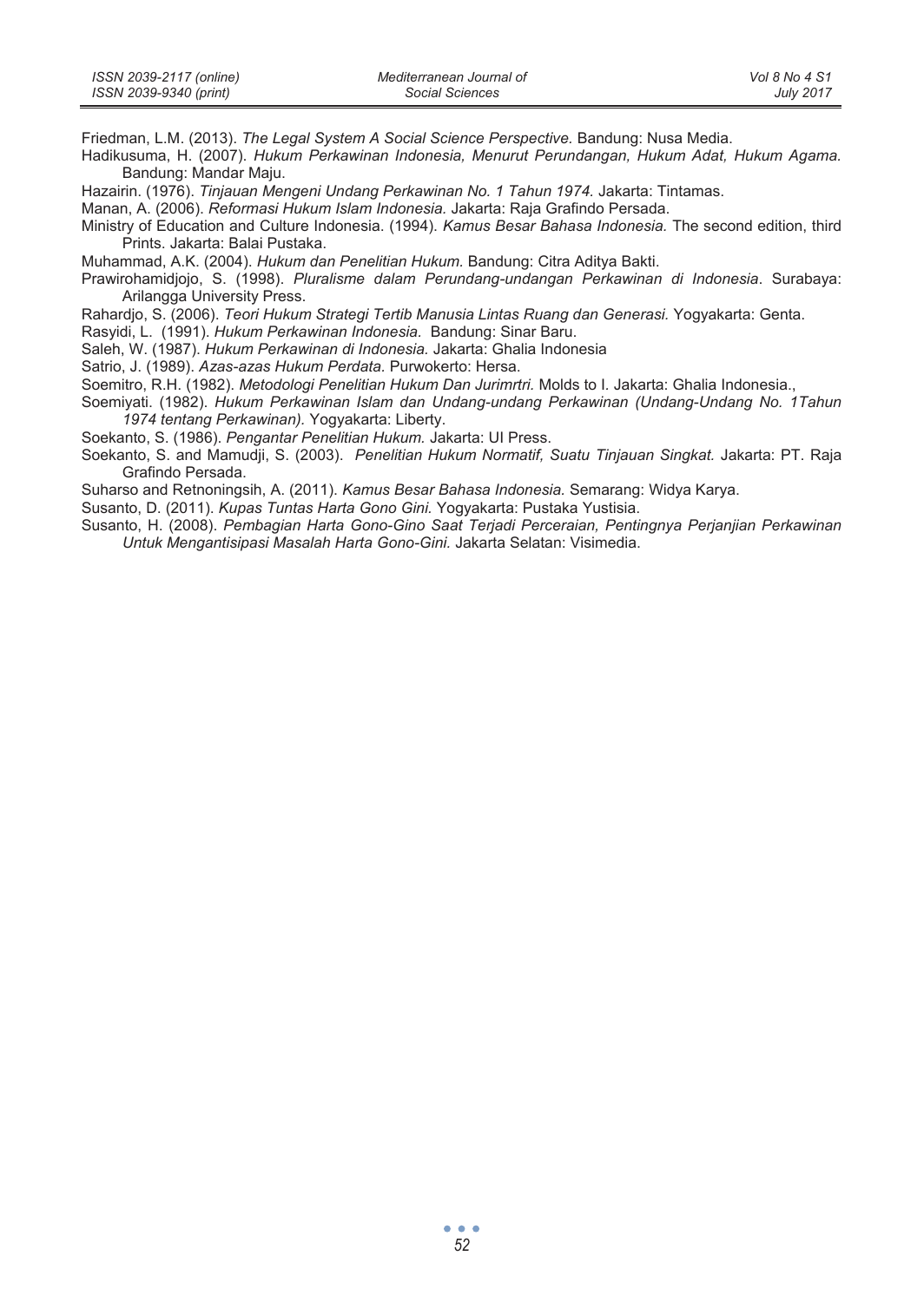Friedman, L.M. (2013). *The Legal System A Social Science Perspective.* Bandung: Nusa Media.

Hadikusuma, H. (2007). *Hukum Perkawinan Indonesia, Menurut Perundangan, Hukum Adat, Hukum Agama.* Bandung: Mandar Maju.

Hazairin. (1976). *Tinjauan Mengeni Undang Perkawinan No. 1 Tahun 1974.* Jakarta: Tintamas.

Manan, A. (2006). *Reformasi Hukum Islam Indonesia.* Jakarta: Raja Grafindo Persada.

Ministry of Education and Culture Indonesia. (1994). *Kamus Besar Bahasa Indonesia.* The second edition, third Prints. Jakarta: Balai Pustaka.

Muhammad, A.K. (2004). *Hukum dan Penelitian Hukum.* Bandung: Citra Aditya Bakti.

Prawirohamidjojo, S. (1998). *Pluralisme dalam Perundang-undangan Perkawinan di Indonesia*. Surabaya: Arilangga University Press.

Rahardjo, S. (2006). *Teori Hukum Strategi Tertib Manusia Lintas Ruang dan Generasi.* Yogyakarta: Genta.

Rasyidi, L. (1991). *Hukum Perkawinan Indonesia.* Bandung: Sinar Baru.

Saleh, W. (1987). *Hukum Perkawinan di Indonesia.* Jakarta: Ghalia Indonesia

Satrio, J. (1989). *Azas-azas Hukum Perdata.* Purwokerto: Hersa.

Soemitro, R.H. (1982). *Metodologi Penelitian Hukum Dan Jurimrtri.* Molds to I. Jakarta: Ghalia Indonesia.,

Soemiyati. (1982). *Hukum Perkawinan Islam dan Undang-undang Perkawinan (Undang-Undang No. 1Tahun 1974 tentang Perkawinan).* Yogyakarta: Liberty.

Soekanto, S. (1986). *Pengantar Penelitian Hukum.* Jakarta: UI Press.

Soekanto, S. and Mamudji, S. (2003). *Penelitian Hukum Normatif, Suatu Tinjauan Singkat.* Jakarta: PT. Raja Grafindo Persada.

Suharso and Retnoningsih, A. (2011). *Kamus Besar Bahasa Indonesia.* Semarang: Widya Karya.

Susanto, D. (2011). *Kupas Tuntas Harta Gono Gini.* Yogyakarta: Pustaka Yustisia.

Susanto, H. (2008). *Pembagian Harta Gono-Gino Saat Terjadi Perceraian, Pentingnya Perjanjian Perkawinan Untuk Mengantisipasi Masalah Harta Gono-Gini.* Jakarta Selatan: Visimedia.